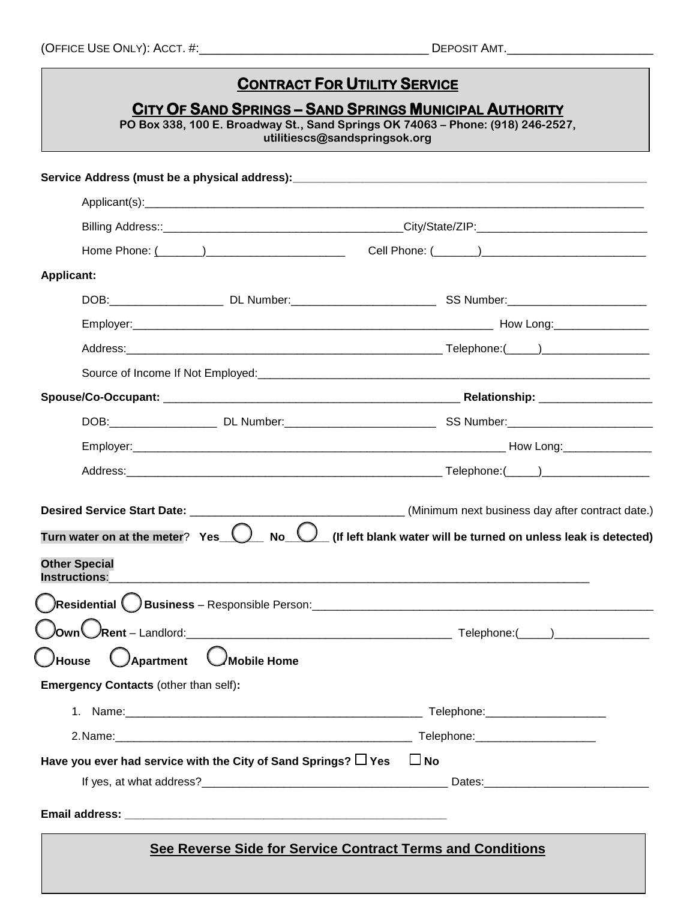(OFFICE USE ONLY): ACCT. #:_________________________________ DEPOSIT AMT._____________________

## CONTRACT FOR UTILITY SERVICE

### CITY OF SAND SPRINGS – SAND SPRINGS MUNICIPAL AUTHORITY

**PO Box 338, 100 E. Broadway St., Sand Springs OK 74063 – Phone: (918) 246-2527, utilitiescs@sandspringsok.org**

**Service Address (must be a physical address):**___________________________________________________________

Applicant(s):_____________________________________________________________________________________

Billing Address::_______________________________________City/State/ZIP:____________________________

Home Phone: (_______)_______________________ Cell Phone: (_______)___________________________

**Applicant:**

DOB:__________________ DL Number:________________________ SS Number:_______________________

Employer:_____________________________________________________________ How Long:________________

Address:____________________________________________________ Telephone:(_____)__________________

Source of Income If Not Employed:___________________________________________________________________

**Spouse/Co-Occupant:** _________________________________________________ **Relationship:** ___________________

DOB:_________________ DL Number:_________________________ SS Number:_______________________

Employer:_______________________________________________________________ How Long:______________

Address:____________________________________________________ Telephone:(_____)__________________

**Desired Service Start Date:** __________________________________ (Minimum next business day after contract date.)

**Turn water on at the meter**? **Yes**___◯___ **No**___◯___ **(If left blank water will be turned on unless leak is detected)**

**Other Special Instructions**:_________________________________________________________________________________

◯ **Residential** ◯ **Business** – Responsible Person:_________________________________________________________

◯ **Own** ◯ **Rent** – Landlord:___________________________________________ Telephone:(_____)________________

◯ **House** ◯ **Apartment** ◯ **Mobile Home**

**Emergency Contacts** (other than self)**:**

1. Name:_________________________________________________ Telephone:___________________
2. Name:_________________________________________________ Telephone:___________________

**Have you ever had service with the City of Sand Springs?** ☐ **Yes** ☐ **No**

If yes, at what address?_______________________________________ Dates:__________________________

**Email address:** ______________________________________________________

**See Reverse Side for Service Contract Terms and Conditions**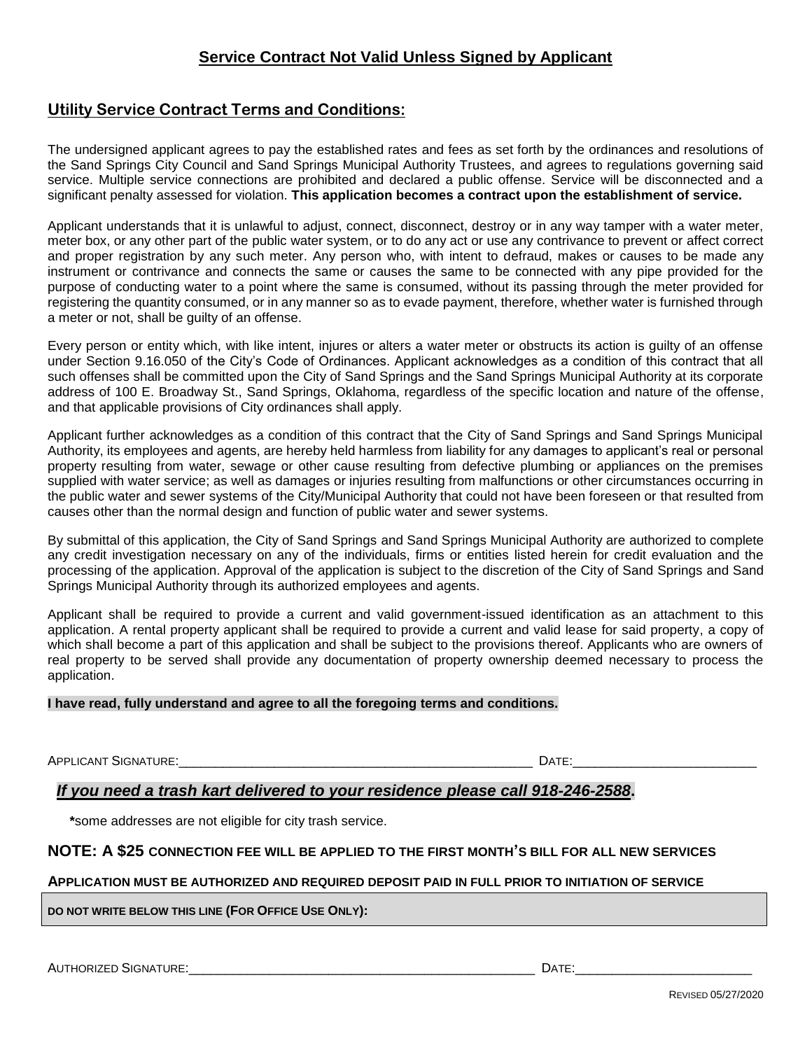## Service Contract Not Valid Unless Signed by Applicant

### Utility Service Contract Terms and Conditions:

The undersigned applicant agrees to pay the established rates and fees as set forth by the ordinances and resolutions of the Sand Springs City Council and Sand Springs Municipal Authority Trustees, and agrees to regulations governing said service. Multiple service connections are prohibited and declared a public offense. Service will be disconnected and a significant penalty assessed for violation. **This application becomes a contract upon the establishment of service.**

Applicant understands that it is unlawful to adjust, connect, disconnect, destroy or in any way tamper with a water meter, meter box, or any other part of the public water system, or to do any act or use any contrivance to prevent or affect correct and proper registration by any such meter. Any person who, with intent to defraud, makes or causes to be made any instrument or contrivance and connects the same or causes the same to be connected with any pipe provided for the purpose of conducting water to a point where the same is consumed, without its passing through the meter provided for registering the quantity consumed, or in any manner so as to evade payment, therefore, whether water is furnished through a meter or not, shall be guilty of an offense.

Every person or entity which, with like intent, injures or alters a water meter or obstructs its action is guilty of an offense under Section 9.16.050 of the City's Code of Ordinances. Applicant acknowledges as a condition of this contract that all such offenses shall be committed upon the City of Sand Springs and the Sand Springs Municipal Authority at its corporate address of 100 E. Broadway St., Sand Springs, Oklahoma, regardless of the specific location and nature of the offense, and that applicable provisions of City ordinances shall apply.

Applicant further acknowledges as a condition of this contract that the City of Sand Springs and Sand Springs Municipal Authority, its employees and agents, are hereby held harmless from liability for any damages to applicant's real or personal property resulting from water, sewage or other cause resulting from defective plumbing or appliances on the premises supplied with water service; as well as damages or injuries resulting from malfunctions or other circumstances occurring in the public water and sewer systems of the City/Municipal Authority that could not have been foreseen or that resulted from causes other than the normal design and function of public water and sewer systems.

By submittal of this application, the City of Sand Springs and Sand Springs Municipal Authority are authorized to complete any credit investigation necessary on any of the individuals, firms or entities listed herein for credit evaluation and the processing of the application. Approval of the application is subject to the discretion of the City of Sand Springs and Sand Springs Municipal Authority through its authorized employees and agents.

Applicant shall be required to provide a current and valid government-issued identification as an attachment to this application. A rental property applicant shall be required to provide a current and valid lease for said property, a copy of which shall become a part of this application and shall be subject to the provisions thereof. Applicants who are owners of real property to be served shall provide any documentation of property ownership deemed necessary to process the application.

**I have read, fully understand and agree to all the foregoing terms and conditions.**

APPLICANT SIGNATURE:_______________________________________________ DATE:________________________

***If you need a trash kart delivered to your residence please call 918-246-2588*.**

**\***some addresses are not eligible for city trash service.

**NOTE: A $25 CONNECTION FEE WILL BE APPLIED TO THE FIRST MONTH'S BILL FOR ALL NEW SERVICES**

**APPLICATION MUST BE AUTHORIZED AND REQUIRED DEPOSIT PAID IN FULL PRIOR TO INITIATION OF SERVICE**

**DO NOT WRITE BELOW THIS LINE (FOR OFFICE USE ONLY):**

AUTHORIZED SIGNATURE:_______________________________________________ DATE:________________________

REVISED 05/27/2020